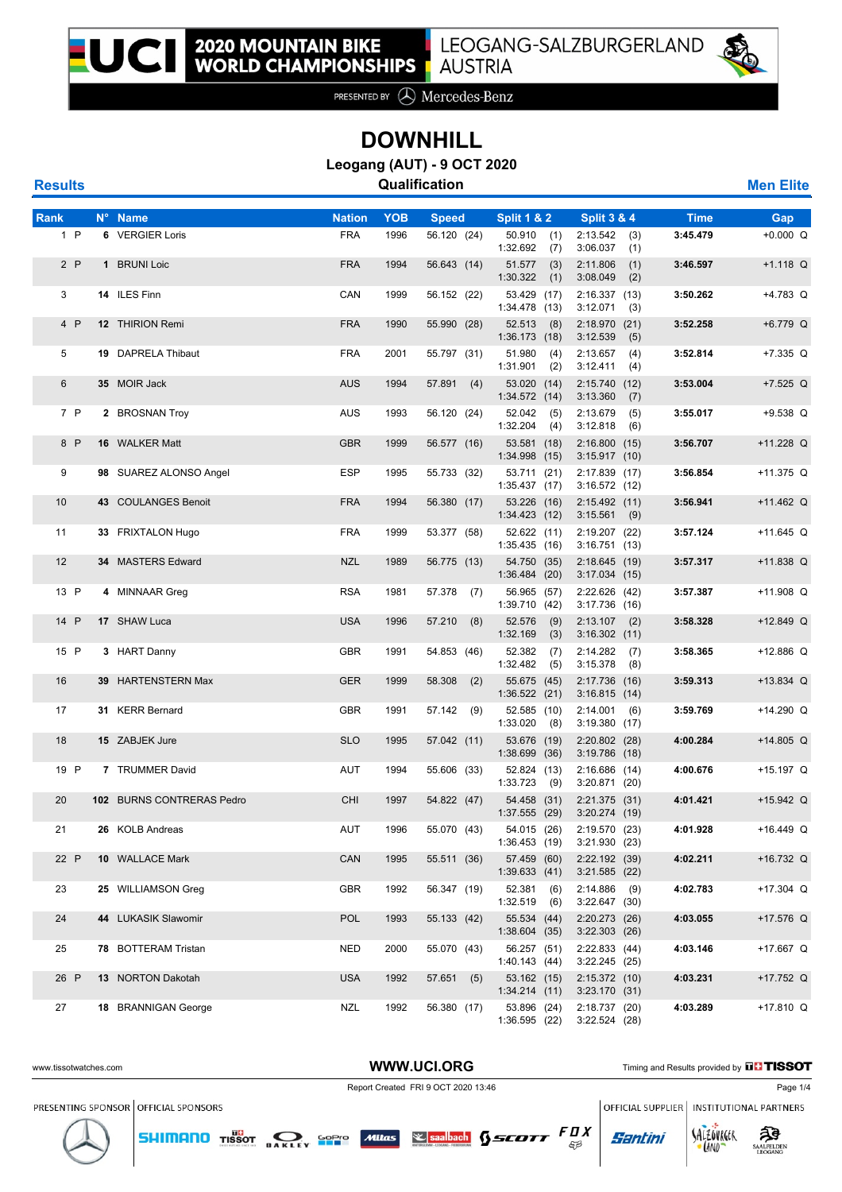# 2020 MOUNTAIN BIKE WORLD CHAMPIONSHIPS

LEOGANG-SALZBURGERLAND AUSTRIA

PRESENTED BY Mercedes-Benz

## DOWNHILL

### Leogang (AUT) - 9 OCT 2020

**Results** — **Qualification** — **Men Elite**

| Rank | | N° | Name | Nation | YOB | Speed | Split 1 & 2 | Split 3 & 4 | Time | Gap |
|---|---|---|---|---|---|---|---|---|---|---|
| 1 | P | 6 | VERGIER Loris | FRA | 1996 | 56.120 (24) | 50.910 (1) 1:32.692 (7) | 2:13.542 (3) 3:06.037 (1) | 3:45.479 | +0.000 Q |
| 2 | P | 1 | BRUNI Loic | FRA | 1994 | 56.643 (14) | 51.577 (3) 1:30.322 (1) | 2:11.806 (1) 3:08.049 (2) | 3:46.597 | +1.118 Q |
| 3 | | 14 | ILES Finn | CAN | 1999 | 56.152 (22) | 53.429 (17) 1:34.478 (13) | 2:16.337 (13) 3:12.071 (3) | 3:50.262 | +4.783 Q |
| 4 | P | 12 | THIRION Remi | FRA | 1990 | 55.990 (28) | 52.513 (8) 1:36.173 (18) | 2:18.970 (21) 3:12.539 (5) | 3:52.258 | +6.779 Q |
| 5 | | 19 | DAPRELA Thibaut | FRA | 2001 | 55.797 (31) | 51.980 (4) 1:31.901 (2) | 2:13.657 (4) 3:12.411 (4) | 3:52.814 | +7.335 Q |
| 6 | | 35 | MOIR Jack | AUS | 1994 | 57.891 (4) | 53.020 (14) 1:34.572 (14) | 2:15.740 (12) 3:13.360 (7) | 3:53.004 | +7.525 Q |
| 7 | P | 2 | BROSNAN Troy | AUS | 1993 | 56.120 (24) | 52.042 (5) 1:32.204 (4) | 2:13.679 (5) 3:12.818 (6) | 3:55.017 | +9.538 Q |
| 8 | P | 16 | WALKER Matt | GBR | 1999 | 56.577 (16) | 53.581 (18) 1:34.998 (15) | 2:16.800 (15) 3:15.917 (10) | 3:56.707 | +11.228 Q |
| 9 | | 98 | SUAREZ ALONSO Angel | ESP | 1995 | 55.733 (32) | 53.711 (21) 1:35.437 (17) | 2:17.839 (17) 3:16.572 (12) | 3:56.854 | +11.375 Q |
| 10 | | 43 | COULANGES Benoit | FRA | 1994 | 56.380 (17) | 53.226 (16) 1:34.423 (12) | 2:15.492 (11) 3:15.561 (9) | 3:56.941 | +11.462 Q |
| 11 | | 33 | FRIXTALON Hugo | FRA | 1999 | 53.377 (58) | 52.622 (11) 1:35.435 (16) | 2:19.207 (22) 3:16.751 (13) | 3:57.124 | +11.645 Q |
| 12 | | 34 | MASTERS Edward | NZL | 1989 | 56.775 (13) | 54.750 (35) 1:36.484 (20) | 2:18.645 (19) 3:17.034 (15) | 3:57.317 | +11.838 Q |
| 13 | P | 4 | MINNAAR Greg | RSA | 1981 | 57.378 (7) | 56.965 (57) 1:39.710 (42) | 2:22.626 (42) 3:17.736 (16) | 3:57.387 | +11.908 Q |
| 14 | P | 17 | SHAW Luca | USA | 1996 | 57.210 (8) | 52.576 (9) 1:32.169 (3) | 2:13.107 (2) 3:16.302 (11) | 3:58.328 | +12.849 Q |
| 15 | P | 3 | HART Danny | GBR | 1991 | 54.853 (46) | 52.382 (7) 1:32.482 (5) | 2:14.282 (7) 3:15.378 (8) | 3:58.365 | +12.886 Q |
| 16 | | 39 | HARTENSTERN Max | GER | 1999 | 58.308 (2) | 55.675 (45) 1:36.522 (21) | 2:17.736 (16) 3:16.815 (14) | 3:59.313 | +13.834 Q |
| 17 | | 31 | KERR Bernard | GBR | 1991 | 57.142 (9) | 52.585 (10) 1:33.020 (8) | 2:14.001 (6) 3:19.380 (17) | 3:59.769 | +14.290 Q |
| 18 | | 15 | ZABJEK Jure | SLO | 1995 | 57.042 (11) | 53.676 (19) 1:38.699 (36) | 2:20.802 (28) 3:19.786 (18) | 4:00.284 | +14.805 Q |
| 19 | P | 7 | TRUMMER David | AUT | 1994 | 55.606 (33) | 52.824 (13) 1:33.723 (9) | 2:16.686 (14) 3:20.871 (20) | 4:00.676 | +15.197 Q |
| 20 | | 102 | BURNS CONTRERAS Pedro | CHI | 1997 | 54.822 (47) | 54.458 (31) 1:37.555 (29) | 2:21.375 (31) 3:20.274 (19) | 4:01.421 | +15.942 Q |
| 21 | | 26 | KOLB Andreas | AUT | 1996 | 55.070 (43) | 54.015 (26) 1:36.453 (19) | 2:19.570 (23) 3:21.930 (23) | 4:01.928 | +16.449 Q |
| 22 | P | 10 | WALLACE Mark | CAN | 1995 | 55.511 (36) | 57.459 (60) 1:39.633 (41) | 2:22.192 (39) 3:21.585 (22) | 4:02.211 | +16.732 Q |
| 23 | | 25 | WILLIAMSON Greg | GBR | 1992 | 56.347 (19) | 52.381 (6) 1:32.519 (6) | 2:14.886 (9) 3:22.647 (30) | 4:02.783 | +17.304 Q |
| 24 | | 44 | LUKASIK Slawomir | POL | 1993 | 55.133 (42) | 55.534 (44) 1:38.604 (35) | 2:20.273 (26) 3:22.303 (26) | 4:03.055 | +17.576 Q |
| 25 | | 78 | BOTTERAM Tristan | NED | 2000 | 55.070 (43) | 56.257 (51) 1:40.143 (44) | 2:22.833 (44) 3:22.245 (25) | 4:03.146 | +17.667 Q |
| 26 | P | 13 | NORTON Dakotah | USA | 1992 | 57.651 (5) | 53.162 (15) 1:34.214 (11) | 2:15.372 (10) 3:23.170 (31) | 4:03.231 | +17.752 Q |
| 27 | | 18 | BRANNIGAN George | NZL | 1992 | 56.380 (17) | 53.896 (24) 1:36.595 (22) | 2:18.737 (20) 3:22.524 (28) | 4:03.289 | +17.810 Q |

www.tissotwatches.com — WWW.UCI.ORG — Timing and Results provided by TISSOT

Report Created FRI 9 OCT 2020 13:46

PRESENTING SPONSOR | OFFICIAL SPONSORS | OFFICIAL SUPPLIER | INSTITUTIONAL PARTNERS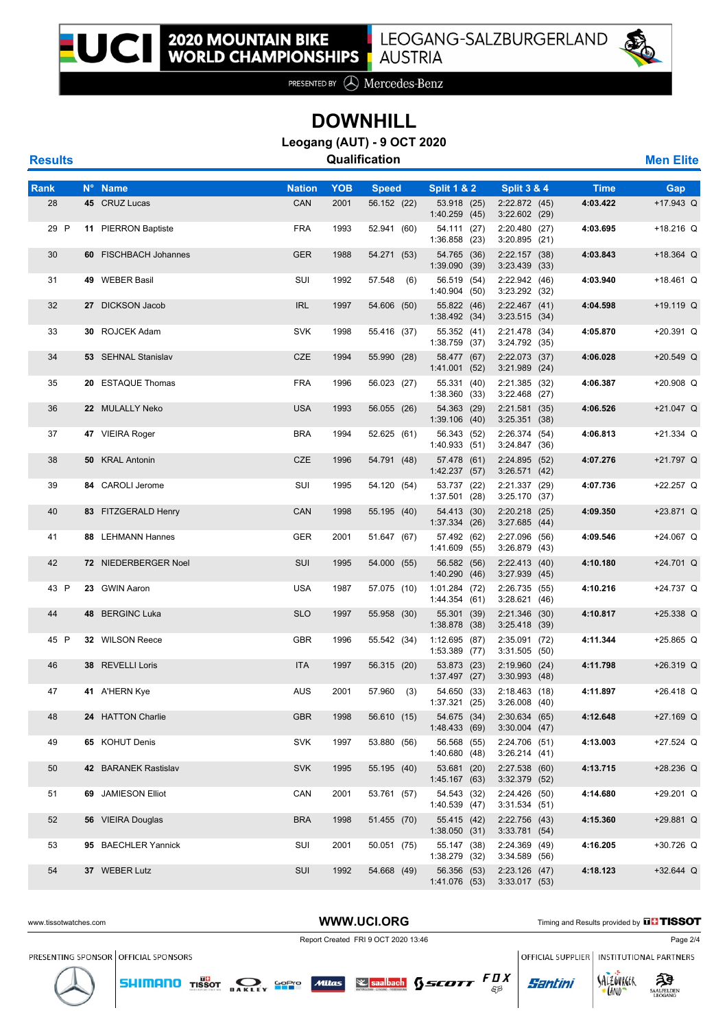# DOWNHILL

## Leogang (AUT) - 9 OCT 2020

**Results** — **Qualification** — **Men Elite**

| Rank | N° | Name | Nation | YOB | Speed | Split 1 & 2 | Split 3 & 4 | Time | Gap |
|---|---|---|---|---|---|---|---|---|---|
| 28 | 45 | CRUZ Lucas | CAN | 2001 | 56.152 (22) | 53.918 (25) 1:40.259 (45) | 2:22.872 (45) 3:22.602 (29) | 4:03.422 | +17.943 Q |
| 29 P | 11 | PIERRON Baptiste | FRA | 1993 | 52.941 (60) | 54.111 (27) 1:36.858 (23) | 2:20.480 (27) 3:20.895 (21) | 4:03.695 | +18.216 Q |
| 30 | 60 | FISCHBACH Johannes | GER | 1988 | 54.271 (53) | 54.765 (36) 1:39.090 (39) | 2:22.157 (38) 3:23.439 (33) | 4:03.843 | +18.364 Q |
| 31 | 49 | WEBER Basil | SUI | 1992 | 57.548 (6) | 56.519 (54) 1:40.904 (50) | 2:22.942 (46) 3:23.292 (32) | 4:03.940 | +18.461 Q |
| 32 | 27 | DICKSON Jacob | IRL | 1997 | 54.606 (50) | 55.822 (46) 1:38.492 (34) | 2:22.467 (41) 3:23.515 (34) | 4:04.598 | +19.119 Q |
| 33 | 30 | ROJCEK Adam | SVK | 1998 | 55.416 (37) | 55.352 (41) 1:38.759 (37) | 2:21.478 (34) 3:24.792 (35) | 4:05.870 | +20.391 Q |
| 34 | 53 | SEHNAL Stanislav | CZE | 1994 | 55.990 (28) | 58.477 (67) 1:41.001 (52) | 2:22.073 (37) 3:21.989 (24) | 4:06.028 | +20.549 Q |
| 35 | 20 | ESTAQUE Thomas | FRA | 1996 | 56.023 (27) | 55.331 (40) 1:38.360 (33) | 2:21.385 (32) 3:22.468 (27) | 4:06.387 | +20.908 Q |
| 36 | 22 | MULALLY Neko | USA | 1993 | 56.055 (26) | 54.363 (29) 1:39.106 (40) | 2:21.581 (35) 3:25.351 (38) | 4:06.526 | +21.047 Q |
| 37 | 47 | VIEIRA Roger | BRA | 1994 | 52.625 (61) | 56.343 (52) 1:40.933 (51) | 2:26.374 (54) 3:24.847 (36) | 4:06.813 | +21.334 Q |
| 38 | 50 | KRAL Antonin | CZE | 1996 | 54.791 (48) | 57.478 (61) 1:42.237 (57) | 2:24.895 (52) 3:26.571 (42) | 4:07.276 | +21.797 Q |
| 39 | 84 | CAROLI Jerome | SUI | 1995 | 54.120 (54) | 53.737 (22) 1:37.501 (28) | 2:21.337 (29) 3:25.170 (37) | 4:07.736 | +22.257 Q |
| 40 | 83 | FITZGERALD Henry | CAN | 1998 | 55.195 (40) | 54.413 (30) 1:37.334 (26) | 2:20.218 (25) 3:27.685 (44) | 4:09.350 | +23.871 Q |
| 41 | 88 | LEHMANN Hannes | GER | 2001 | 51.647 (67) | 57.492 (62) 1:41.609 (55) | 2:27.096 (56) 3:26.879 (43) | 4:09.546 | +24.067 Q |
| 42 | 72 | NIEDERBERGER Noel | SUI | 1995 | 54.000 (55) | 56.582 (56) 1:40.290 (46) | 2:22.413 (40) 3:27.939 (45) | 4:10.180 | +24.701 Q |
| 43 P | 23 | GWIN Aaron | USA | 1987 | 57.075 (10) | 1:01.284 (72) 1:44.354 (61) | 2:26.735 (55) 3:28.621 (46) | 4:10.216 | +24.737 Q |
| 44 | 48 | BERGINC Luka | SLO | 1997 | 55.958 (30) | 55.301 (39) 1:38.878 (38) | 2:21.346 (30) 3:25.418 (39) | 4:10.817 | +25.338 Q |
| 45 P | 32 | WILSON Reece | GBR | 1996 | 55.542 (34) | 1:12.695 (87) 1:53.389 (77) | 2:35.091 (72) 3:31.505 (50) | 4:11.344 | +25.865 Q |
| 46 | 38 | REVELLI Loris | ITA | 1997 | 56.315 (20) | 53.873 (23) 1:37.497 (27) | 2:19.960 (24) 3:30.993 (48) | 4:11.798 | +26.319 Q |
| 47 | 41 | A'HERN Kye | AUS | 2001 | 57.960 (3) | 54.650 (33) 1:37.321 (25) | 2:18.463 (18) 3:26.008 (40) | 4:11.897 | +26.418 Q |
| 48 | 24 | HATTON Charlie | GBR | 1998 | 56.610 (15) | 54.675 (34) 1:48.433 (69) | 2:30.634 (65) 3:30.004 (47) | 4:12.648 | +27.169 Q |
| 49 | 65 | KOHUT Denis | SVK | 1997 | 53.880 (56) | 56.568 (55) 1:40.680 (48) | 2:24.706 (51) 3:26.214 (41) | 4:13.003 | +27.524 Q |
| 50 | 42 | BARANEK Rastislav | SVK | 1995 | 55.195 (40) | 53.681 (20) 1:45.167 (63) | 2:27.538 (60) 3:32.379 (52) | 4:13.715 | +28.236 Q |
| 51 | 69 | JAMIESON Elliot | CAN | 2001 | 53.761 (57) | 54.543 (32) 1:40.539 (47) | 2:24.426 (50) 3:31.534 (51) | 4:14.680 | +29.201 Q |
| 52 | 56 | VIEIRA Douglas | BRA | 1998 | 51.455 (70) | 55.415 (42) 1:38.050 (31) | 2:22.756 (43) 3:33.781 (54) | 4:15.360 | +29.881 Q |
| 53 | 95 | BAECHLER Yannick | SUI | 2001 | 50.051 (75) | 55.147 (38) 1:38.279 (32) | 2:24.369 (49) 3:34.589 (56) | 4:16.205 | +30.726 Q |
| 54 | 37 | WEBER Lutz | SUI | 1992 | 54.668 (49) | 56.356 (53) 1:41.076 (53) | 2:23.126 (47) 3:33.017 (53) | 4:18.123 | +32.644 Q |

www.tissotwatches.com — WWW.UCI.ORG — Timing and Results provided by TISSOT

Report Created FRI 9 OCT 2020 13:46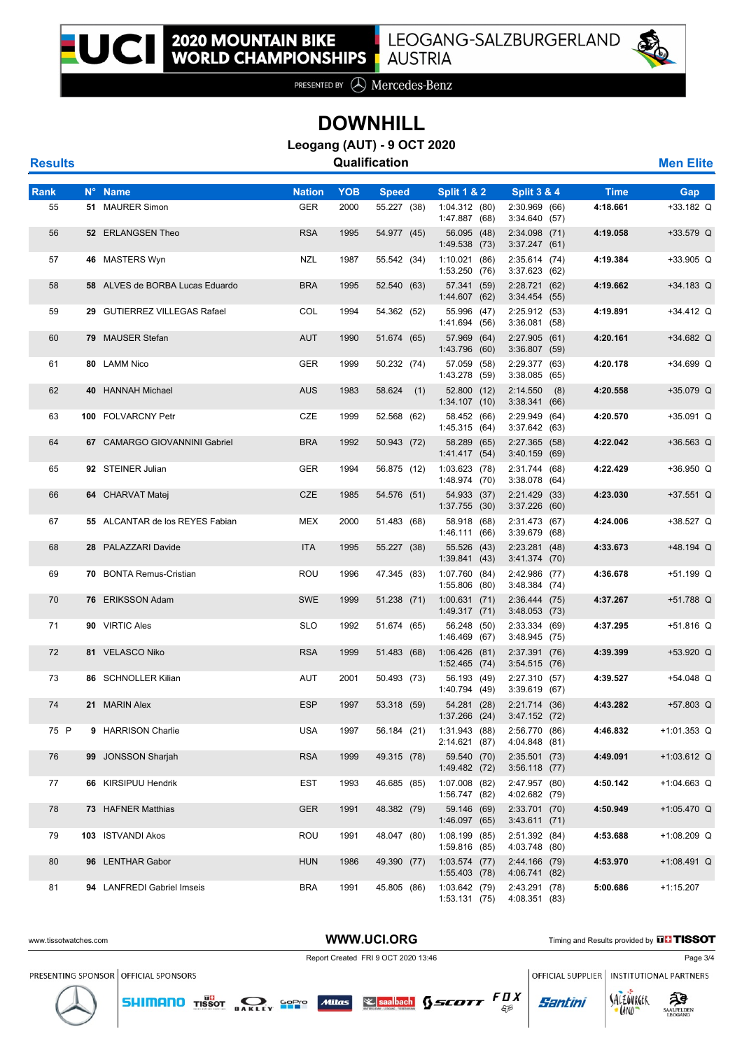# DOWNHILL

## Leogang (AUT) - 9 OCT 2020

### Qualification

**Results** — **Men Elite**

| Rank | N° | Name | Nation | YOB | Speed | Split 1 & 2 | Split 3 & 4 | Time | Gap |
|---|---|---|---|---|---|---|---|---|---|
| 55 | **51** | MAURER Simon | GER | 2000 | 55.227 (38) | 1:04.312 (80)<br>1:47.887 (68) | 2:30.969 (66)<br>3:34.640 (57) | **4:18.661** | +33.182 Q |
| 56 | **52** | ERLANGSEN Theo | RSA | 1995 | 54.977 (45) | 56.095 (48)<br>1:49.538 (73) | 2:34.098 (71)<br>3:37.247 (61) | **4:19.058** | +33.579 Q |
| 57 | **46** | MASTERS Wyn | NZL | 1987 | 55.542 (34) | 1:10.021 (86)<br>1:53.250 (76) | 2:35.614 (74)<br>3:37.623 (62) | **4:19.384** | +33.905 Q |
| 58 | **58** | ALVES de BORBA Lucas Eduardo | BRA | 1995 | 52.540 (63) | 57.341 (59)<br>1:44.607 (62) | 2:28.721 (62)<br>3:34.454 (55) | **4:19.662** | +34.183 Q |
| 59 | **29** | GUTIERREZ VILLEGAS Rafael | COL | 1994 | 54.362 (52) | 55.996 (47)<br>1:41.694 (56) | 2:25.912 (53)<br>3:36.081 (58) | **4:19.891** | +34.412 Q |
| 60 | **79** | MAUSER Stefan | AUT | 1990 | 51.674 (65) | 57.969 (64)<br>1:43.796 (60) | 2:27.905 (61)<br>3:36.807 (59) | **4:20.161** | +34.682 Q |
| 61 | **80** | LAMM Nico | GER | 1999 | 50.232 (74) | 57.059 (58)<br>1:43.278 (59) | 2:29.377 (63)<br>3:38.085 (65) | **4:20.178** | +34.699 Q |
| 62 | **40** | HANNAH Michael | AUS | 1983 | 58.624 (1) | 52.800 (12)<br>1:34.107 (10) | 2:14.550 (8)<br>3:38.341 (66) | **4:20.558** | +35.079 Q |
| 63 | **100** | FOLVARCNY Petr | CZE | 1999 | 52.568 (62) | 58.452 (66)<br>1:45.315 (64) | 2:29.949 (64)<br>3:37.642 (63) | **4:20.570** | +35.091 Q |
| 64 | **67** | CAMARGO GIOVANNINI Gabriel | BRA | 1992 | 50.943 (72) | 58.289 (65)<br>1:41.417 (54) | 2:27.365 (58)<br>3:40.159 (69) | **4:22.042** | +36.563 Q |
| 65 | **92** | STEINER Julian | GER | 1994 | 56.875 (12) | 1:03.623 (78)<br>1:48.974 (70) | 2:31.744 (68)<br>3:38.078 (64) | **4:22.429** | +36.950 Q |
| 66 | **64** | CHARVAT Matej | CZE | 1985 | 54.576 (51) | 54.933 (37)<br>1:37.755 (30) | 2:21.429 (33)<br>3:37.226 (60) | **4:23.030** | +37.551 Q |
| 67 | **55** | ALCANTAR de los REYES Fabian | MEX | 2000 | 51.483 (68) | 58.918 (68)<br>1:46.111 (66) | 2:31.473 (67)<br>3:39.679 (68) | **4:24.006** | +38.527 Q |
| 68 | **28** | PALAZZARI Davide | ITA | 1995 | 55.227 (38) | 55.526 (43)<br>1:39.841 (43) | 2:23.281 (48)<br>3:41.374 (70) | **4:33.673** | +48.194 Q |
| 69 | **70** | BONTA Remus-Cristian | ROU | 1996 | 47.345 (83) | 1:07.760 (84)<br>1:55.806 (80) | 2:42.986 (77)<br>3:48.384 (74) | **4:36.678** | +51.199 Q |
| 70 | **76** | ERIKSSON Adam | SWE | 1999 | 51.238 (71) | 1:00.631 (71)<br>1:49.317 (71) | 2:36.444 (75)<br>3:48.053 (73) | **4:37.267** | +51.788 Q |
| 71 | **90** | VIRTIC Ales | SLO | 1992 | 51.674 (65) | 56.248 (50)<br>1:46.469 (67) | 2:33.334 (69)<br>3:48.945 (75) | **4:37.295** | +51.816 Q |
| 72 | **81** | VELASCO Niko | RSA | 1999 | 51.483 (68) | 1:06.426 (81)<br>1:52.465 (74) | 2:37.391 (76)<br>3:54.515 (76) | **4:39.399** | +53.920 Q |
| 73 | **86** | SCHNOLLER Kilian | AUT | 2001 | 50.493 (73) | 56.193 (49)<br>1:40.794 (49) | 2:27.310 (57)<br>3:39.619 (67) | **4:39.527** | +54.048 Q |
| 74 | **21** | MARIN Alex | ESP | 1997 | 53.318 (59) | 54.281 (28)<br>1:37.266 (24) | 2:21.714 (36)<br>3:47.152 (72) | **4:43.282** | +57.803 Q |
| 75 P | **9** | HARRISON Charlie | USA | 1997 | 56.184 (21) | 1:31.943 (88)<br>2:14.621 (87) | 2:56.770 (86)<br>4:04.848 (81) | **4:46.832** | +1:01.353 Q |
| 76 | **99** | JONSSON Sharjah | RSA | 1999 | 49.315 (78) | 59.540 (70)<br>1:49.482 (72) | 2:35.501 (73)<br>3:56.118 (77) | **4:49.091** | +1:03.612 Q |
| 77 | **66** | KIRSIPUU Hendrik | EST | 1993 | 46.685 (85) | 1:07.008 (82)<br>1:56.747 (82) | 2:47.957 (80)<br>4:02.682 (79) | **4:50.142** | +1:04.663 Q |
| 78 | **73** | HAFNER Matthias | GER | 1991 | 48.382 (79) | 59.146 (69)<br>1:46.097 (65) | 2:33.701 (70)<br>3:43.611 (71) | **4:50.949** | +1:05.470 Q |
| 79 | **103** | ISTVANDI Akos | ROU | 1991 | 48.047 (80) | 1:08.199 (85)<br>1:59.816 (85) | 2:51.392 (84)<br>4:03.748 (80) | **4:53.688** | +1:08.209 Q |
| 80 | **96** | LENTHAR Gabor | HUN | 1986 | 49.390 (77) | 1:03.574 (77)<br>1:55.403 (78) | 2:44.166 (79)<br>4:06.741 (82) | **4:53.970** | +1:08.491 Q |
| 81 | **94** | LANFREDI Gabriel Imseis | BRA | 1991 | 45.805 (86) | 1:03.642 (79)<br>1:53.131 (75) | 2:43.291 (78)<br>4:08.351 (83) | **5:00.686** | +1:15.207 |

Report Created FRI 9 OCT 2020 13:46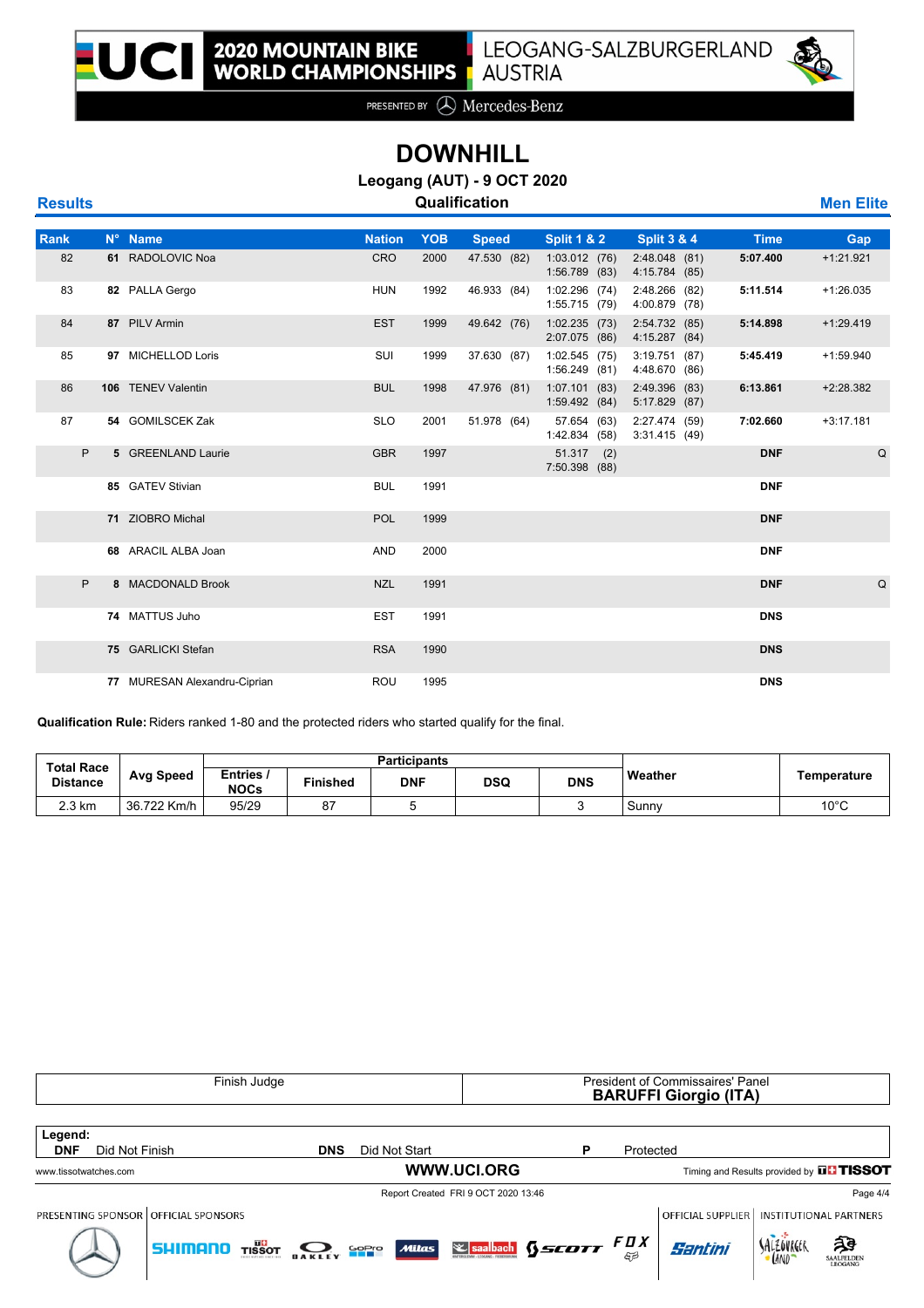# DOWNHILL

**Leogang (AUT) - 9 OCT 2020**

**Results** — **Qualification** — **Men Elite**

| Rank | N° | Name | Nation | YOB | Speed | Split 1 & 2 | Split 3 & 4 | Time | Gap |
|---|---|---|---|---|---|---|---|---|---|
| 82 | 61 | RADOLOVIC Noa | CRO | 2000 | 47.530 (82) | 1:03.012 (76) 1:56.789 (83) | 2:48.048 (81) 4:15.784 (85) | 5:07.400 | +1:21.921 |
| 83 | 82 | PALLA Gergo | HUN | 1992 | 46.933 (84) | 1:02.296 (74) 1:55.715 (79) | 2:48.266 (82) 4:00.879 (78) | 5:11.514 | +1:26.035 |
| 84 | 87 | PILV Armin | EST | 1999 | 49.642 (76) | 1:02.235 (73) 2:07.075 (86) | 2:54.732 (85) 4:15.287 (84) | 5:14.898 | +1:29.419 |
| 85 | 97 | MICHELLOD Loris | SUI | 1999 | 37.630 (87) | 1:02.545 (75) 1:56.249 (81) | 3:19.751 (87) 4:48.670 (86) | 5:45.419 | +1:59.940 |
| 86 | 106 | TENEV Valentin | BUL | 1998 | 47.976 (81) | 1:07.101 (83) 1:59.492 (84) | 2:49.396 (83) 5:17.829 (87) | 6:13.861 | +2:28.382 |
| 87 | 54 | GOMILSCEK Zak | SLO | 2001 | 51.978 (64) | 57.654 (63) 1:42.834 (58) | 2:27.474 (59) 3:31.415 (49) | 7:02.660 | +3:17.181 |
| P | 5 | GREENLAND Laurie | GBR | 1997 | | 51.317 (2) 7:50.398 (88) | | DNF | Q |
| | 85 | GATEV Stivian | BUL | 1991 | | | | DNF | |
| | 71 | ZIOBRO Michal | POL | 1999 | | | | DNF | |
| | 68 | ARACIL ALBA Joan | AND | 2000 | | | | DNF | |
| P | 8 | MACDONALD Brook | NZL | 1991 | | | | DNF | Q |
| | 74 | MATTUS Juho | EST | 1991 | | | | DNS | |
| | 75 | GARLICKI Stefan | RSA | 1990 | | | | DNS | |
| | 77 | MURESAN Alexandru-Ciprian | ROU | 1995 | | | | DNS | |

**Qualification Rule:** Riders ranked 1-80 and the protected riders who started qualify for the final.

| Total Race Distance | Avg Speed | Participants | | | | | Weather | Temperature |
|---|---|---|---|---|---|---|---|---|
| | | Entries / NOCs | Finished | DNF | DSQ | DNS | | |
| 2.3 km | 36.722 Km/h | 95/29 | 87 | 5 | | 3 | Sunny | 10°C |

| Finish Judge | President of Commissaires' Panel |
|---|---|
| | **BARUFFI Giorgio (ITA)** |

**Legend:**
**DNF** Did Not Finish — **DNS** Did Not Start — **P** Protected

www.tissotwatches.com — WWW.UCI.ORG — Timing and Results provided by TISSOT

Report Created FRI 9 OCT 2020 13:46